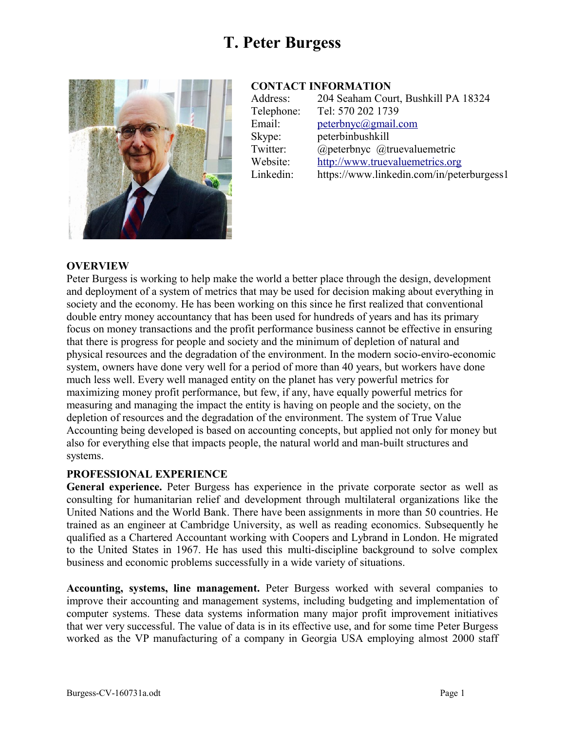# T. Peter Burgess

**CONTACT INFORMATION**

| | |
|---|---|
| Address: | 204 Seaham Court, Bushkill PA 18324 |
| Telephone: | Tel: 570 202 1739 |
| Email: | peterbnyc@gmail.com |
| Skype: | peterbinbushkill |
| Twitter: | @peterbnyc @truevaluemetric |
| Website: | http://www.truevaluemetrics.org |
| Linkedin: | https://www.linkedin.com/in/peterburgess1 |

## OVERVIEW

Peter Burgess is working to help make the world a better place through the design, development and deployment of a system of metrics that may be used for decision making about everything in society and the economy. He has been working on this since he first realized that conventional double entry money accountancy that has been used for hundreds of years and has its primary focus on money transactions and the profit performance business cannot be effective in ensuring that there is progress for people and society and the minimum of depletion of natural and physical resources and the degradation of the environment. In the modern socio-enviro-economic system, owners have done very well for a period of more than 40 years, but workers have done much less well. Every well managed entity on the planet has very powerful metrics for maximizing money profit performance, but few, if any, have equally powerful metrics for measuring and managing the impact the entity is having on people and the society, on the depletion of resources and the degradation of the environment. The system of True Value Accounting being developed is based on accounting concepts, but applied not only for money but also for everything else that impacts people, the natural world and man-built structures and systems.

## PROFESSIONAL EXPERIENCE

**General experience.** Peter Burgess has experience in the private corporate sector as well as consulting for humanitarian relief and development through multilateral organizations like the United Nations and the World Bank. There have been assignments in more than 50 countries. He trained as an engineer at Cambridge University, as well as reading economics. Subsequently he qualified as a Chartered Accountant working with Coopers and Lybrand in London. He migrated to the United States in 1967. He has used this multi-discipline background to solve complex business and economic problems successfully in a wide variety of situations.

**Accounting, systems, line management.** Peter Burgess worked with several companies to improve their accounting and management systems, including budgeting and implementation of computer systems. These data systems information many major profit improvement initiatives that wer very successful. The value of data is in its effective use, and for some time Peter Burgess worked as the VP manufacturing of a company in Georgia USA employing almost 2000 staff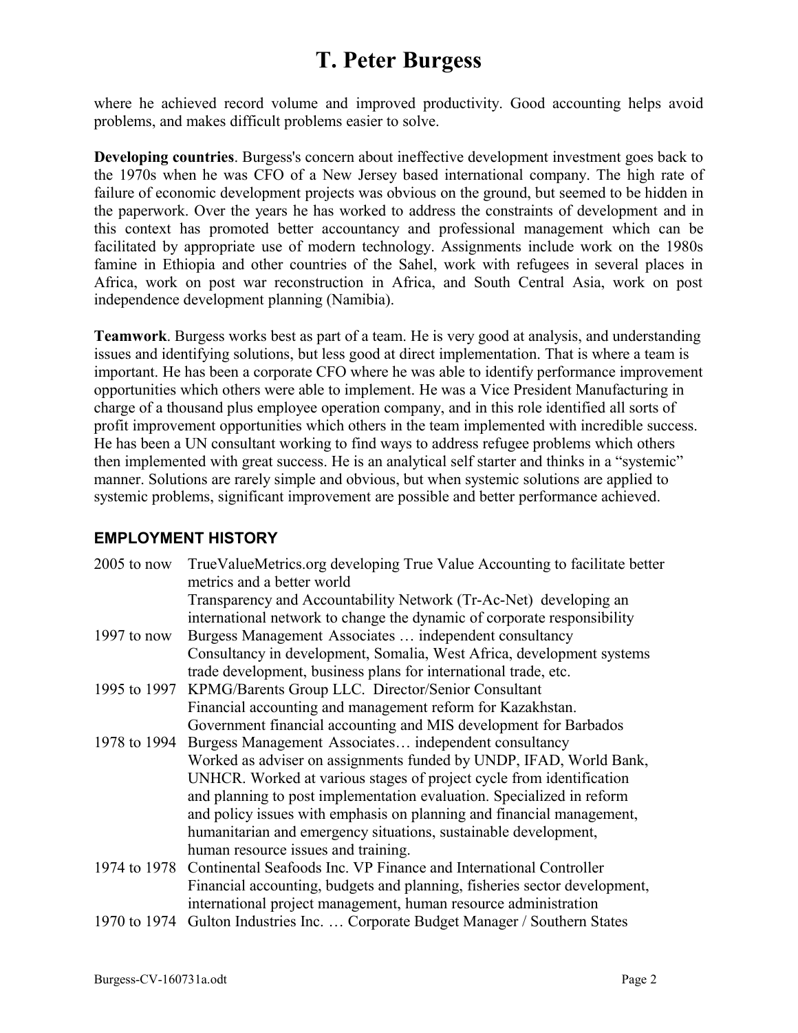where he achieved record volume and improved productivity. Good accounting helps avoid problems, and makes difficult problems easier to solve.

**Developing countries**. Burgess's concern about ineffective development investment goes back to the 1970s when he was CFO of a New Jersey based international company. The high rate of failure of economic development projects was obvious on the ground, but seemed to be hidden in the paperwork. Over the years he has worked to address the constraints of development and in this context has promoted better accountancy and professional management which can be facilitated by appropriate use of modern technology. Assignments include work on the 1980s famine in Ethiopia and other countries of the Sahel, work with refugees in several places in Africa, work on post war reconstruction in Africa, and South Central Asia, work on post independence development planning (Namibia).

**Teamwork**. Burgess works best as part of a team. He is very good at analysis, and understanding issues and identifying solutions, but less good at direct implementation. That is where a team is important. He has been a corporate CFO where he was able to identify performance improvement opportunities which others were able to implement. He was a Vice President Manufacturing in charge of a thousand plus employee operation company, and in this role identified all sorts of profit improvement opportunities which others in the team implemented with incredible success. He has been a UN consultant working to find ways to address refugee problems which others then implemented with great success. He is an analytical self starter and thinks in a "systemic" manner. Solutions are rarely simple and obvious, but when systemic solutions are applied to systemic problems, significant improvement are possible and better performance achieved.

## EMPLOYMENT HISTORY

| | |
|---|---|
| 2005 to now | TrueValueMetrics.org developing True Value Accounting to facilitate better metrics and a better world<br>Transparency and Accountability Network (Tr-Ac-Net) developing an international network to change the dynamic of corporate responsibility |
| 1997 to now | Burgess Management Associates … independent consultancy<br>Consultancy in development, Somalia, West Africa, development systems trade development, business plans for international trade, etc. |
| 1995 to 1997 | KPMG/Barents Group LLC. Director/Senior Consultant<br>Financial accounting and management reform for Kazakhstan.<br>Government financial accounting and MIS development for Barbados |
| 1978 to 1994 | Burgess Management Associates… independent consultancy<br>Worked as adviser on assignments funded by UNDP, IFAD, World Bank, UNHCR. Worked at various stages of project cycle from identification and planning to post implementation evaluation. Specialized in reform and policy issues with emphasis on planning and financial management, humanitarian and emergency situations, sustainable development, human resource issues and training. |
| 1974 to 1978 | Continental Seafoods Inc. VP Finance and International Controller<br>Financial accounting, budgets and planning, fisheries sector development, international project management, human resource administration |
| 1970 to 1974 | Gulton Industries Inc. … Corporate Budget Manager / Southern States |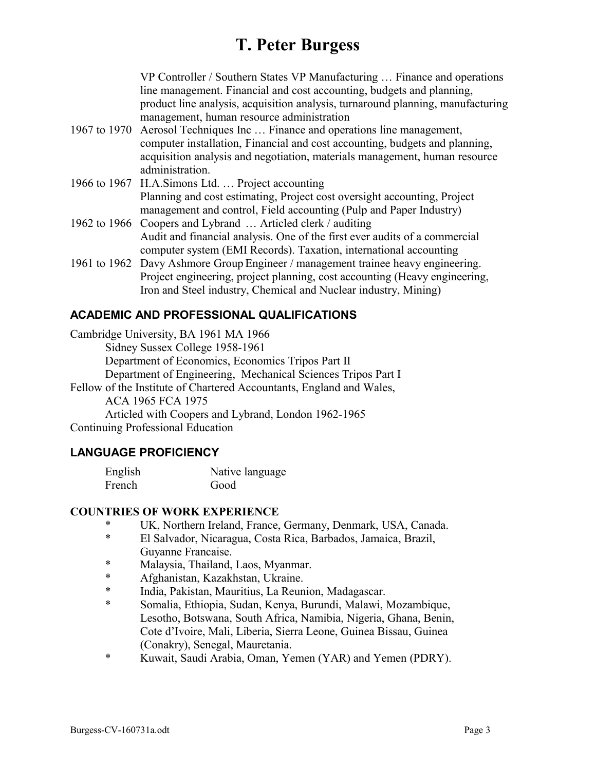VP Controller / Southern States VP Manufacturing … Finance and operations line management. Financial and cost accounting, budgets and planning, product line analysis, acquisition analysis, turnaround planning, manufacturing management, human resource administration

1967 to 1970 Aerosol Techniques Inc … Finance and operations line management, computer installation, Financial and cost accounting, budgets and planning, acquisition analysis and negotiation, materials management, human resource administration.

1966 to 1967 H.A.Simons Ltd. … Project accounting
Planning and cost estimating, Project cost oversight accounting, Project management and control, Field accounting (Pulp and Paper Industry)

1962 to 1966 Coopers and Lybrand … Articled clerk / auditing
Audit and financial analysis. One of the first ever audits of a commercial computer system (EMI Records). Taxation, international accounting

1961 to 1962 Davy Ashmore Group Engineer / management trainee heavy engineering.
Project engineering, project planning, cost accounting (Heavy engineering, Iron and Steel industry, Chemical and Nuclear industry, Mining)

## ACADEMIC AND PROFESSIONAL QUALIFICATIONS

Cambridge University, BA 1961 MA 1966
Sidney Sussex College 1958-1961
Department of Economics, Economics Tripos Part II
Department of Engineering, Mechanical Sciences Tripos Part I

Fellow of the Institute of Chartered Accountants, England and Wales,
ACA 1965 FCA 1975
Articled with Coopers and Lybrand, London 1962-1965

Continuing Professional Education

## LANGUAGE PROFICIENCY

| | |
|---|---|
| English | Native language |
| French | Good |

## COUNTRIES OF WORK EXPERIENCE

* UK, Northern Ireland, France, Germany, Denmark, USA, Canada.
* El Salvador, Nicaragua, Costa Rica, Barbados, Jamaica, Brazil, Guyanne Francaise.
* Malaysia, Thailand, Laos, Myanmar.
* Afghanistan, Kazakhstan, Ukraine.
* India, Pakistan, Mauritius, La Reunion, Madagascar.
* Somalia, Ethiopia, Sudan, Kenya, Burundi, Malawi, Mozambique, Lesotho, Botswana, South Africa, Namibia, Nigeria, Ghana, Benin, Cote d'Ivoire, Mali, Liberia, Sierra Leone, Guinea Bissau, Guinea (Conakry), Senegal, Mauretania.
* Kuwait, Saudi Arabia, Oman, Yemen (YAR) and Yemen (PDRY).